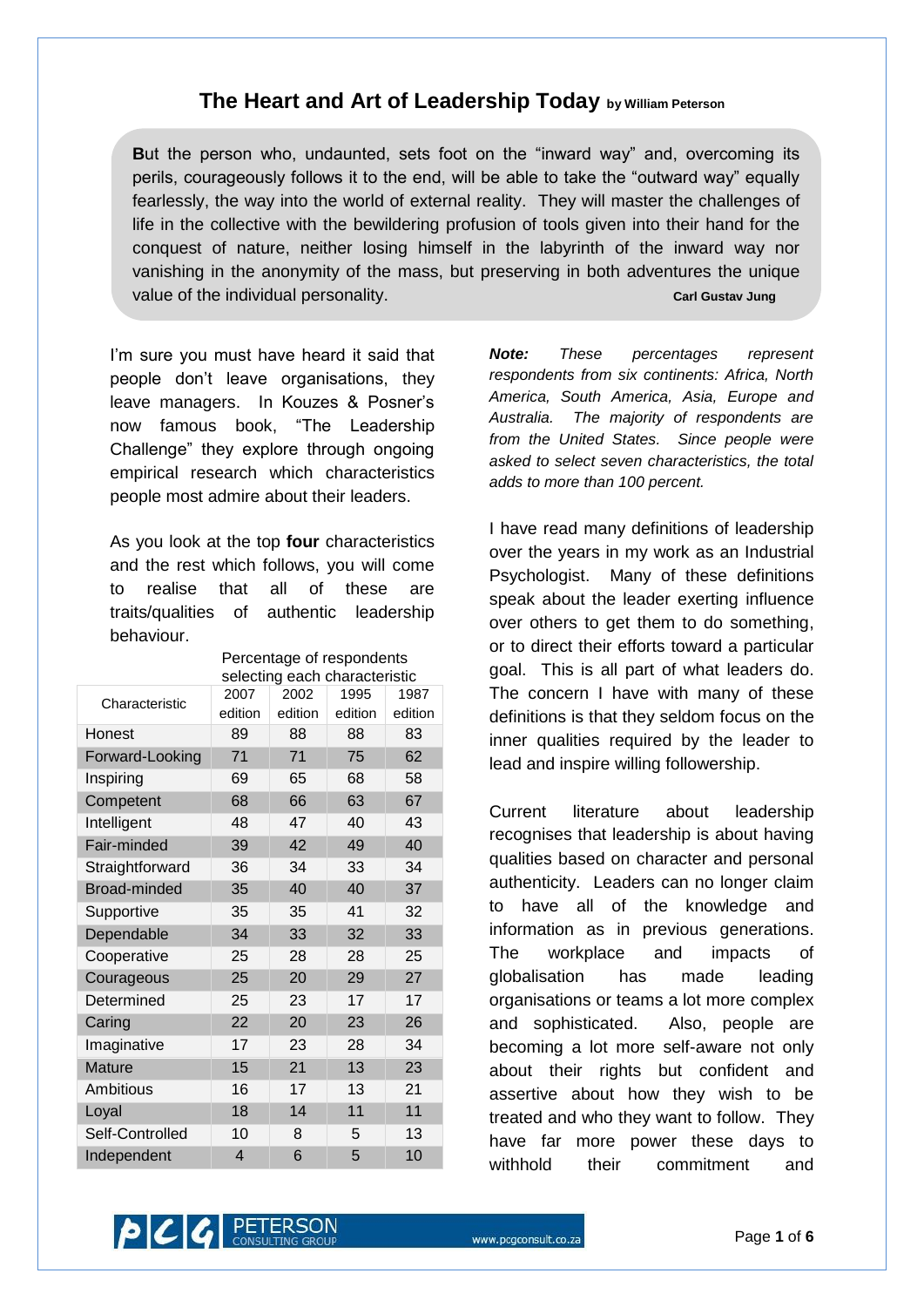# The Heart and Art of Leadership Today by William Peterson

> **B**ut the person who, undaunted, sets foot on the "inward way" and, overcoming its perils, courageously follows it to the end, will be able to take the "outward way" equally fearlessly, the way into the world of external reality. They will master the challenges of life in the collective with the bewildering profusion of tools given into their hand for the conquest of nature, neither losing himself in the labyrinth of the inward way nor vanishing in the anonymity of the mass, but preserving in both adventures the unique value of the individual personality.
>
> **Carl Gustav Jung**

I'm sure you must have heard it said that people don't leave organisations, they leave managers. In Kouzes & Posner's now famous book, "The Leadership Challenge" they explore through ongoing empirical research which characteristics people most admire about their leaders.

As you look at the top **four** characteristics and the rest which follows, you will come to realise that all of these are traits/qualities of authentic leadership behaviour.

| Characteristic | Percentage of respondents selecting each characteristic | | | |
|---|---|---|---|---|
| | 2007 edition | 2002 edition | 1995 edition | 1987 edition |
| Honest | 89 | 88 | 88 | 83 |
| Forward-Looking | 71 | 71 | 75 | 62 |
| Inspiring | 69 | 65 | 68 | 58 |
| Competent | 68 | 66 | 63 | 67 |
| Intelligent | 48 | 47 | 40 | 43 |
| Fair-minded | 39 | 42 | 49 | 40 |
| Straightforward | 36 | 34 | 33 | 34 |
| Broad-minded | 35 | 40 | 40 | 37 |
| Supportive | 35 | 35 | 41 | 32 |
| Dependable | 34 | 33 | 32 | 33 |
| Cooperative | 25 | 28 | 28 | 25 |
| Courageous | 25 | 20 | 29 | 27 |
| Determined | 25 | 23 | 17 | 17 |
| Caring | 22 | 20 | 23 | 26 |
| Imaginative | 17 | 23 | 28 | 34 |
| Mature | 15 | 21 | 13 | 23 |
| Ambitious | 16 | 17 | 13 | 21 |
| Loyal | 18 | 14 | 11 | 11 |
| Self-Controlled | 10 | 8 | 5 | 13 |
| Independent | 4 | 6 | 5 | 10 |

***Note:*** *These percentages represent respondents from six continents: Africa, North America, South America, Asia, Europe and Australia. The majority of respondents are from the United States. Since people were asked to select seven characteristics, the total adds to more than 100 percent.*

I have read many definitions of leadership over the years in my work as an Industrial Psychologist. Many of these definitions speak about the leader exerting influence over others to get them to do something, or to direct their efforts toward a particular goal. This is all part of what leaders do. The concern I have with many of these definitions is that they seldom focus on the inner qualities required by the leader to lead and inspire willing followership.

Current literature about leadership recognises that leadership is about having qualities based on character and personal authenticity. Leaders can no longer claim to have all of the knowledge and information as in previous generations. The workplace and impacts of globalisation has made leading organisations or teams a lot more complex and sophisticated. Also, people are becoming a lot more self-aware not only about their rights but confident and assertive about how they wish to be treated and who they want to follow. They have far more power these days to withhold their commitment and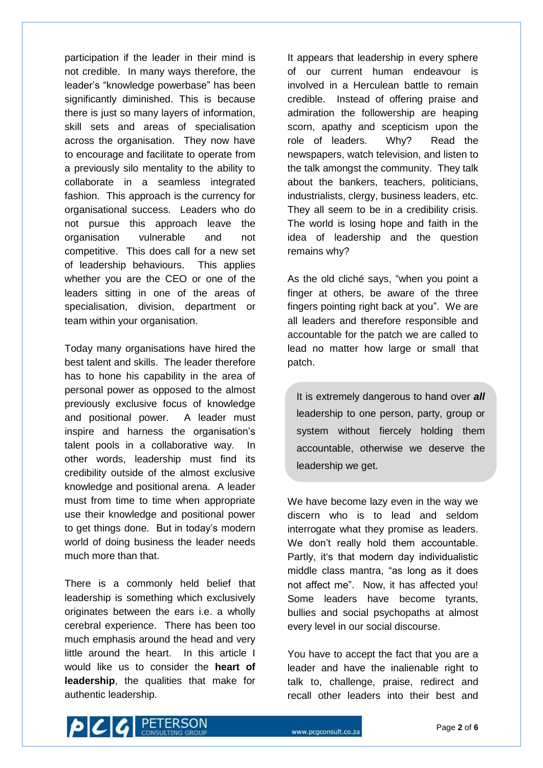participation if the leader in their mind is not credible. In many ways therefore, the leader's "knowledge powerbase" has been significantly diminished. This is because there is just so many layers of information, skill sets and areas of specialisation across the organisation. They now have to encourage and facilitate to operate from a previously silo mentality to the ability to collaborate in a seamless integrated fashion. This approach is the currency for organisational success. Leaders who do not pursue this approach leave the organisation vulnerable and not competitive. This does call for a new set of leadership behaviours. This applies whether you are the CEO or one of the leaders sitting in one of the areas of specialisation, division, department or team within your organisation.

Today many organisations have hired the best talent and skills. The leader therefore has to hone his capability in the area of personal power as opposed to the almost previously exclusive focus of knowledge and positional power. A leader must inspire and harness the organisation's talent pools in a collaborative way. In other words, leadership must find its credibility outside of the almost exclusive knowledge and positional arena. A leader must from time to time when appropriate use their knowledge and positional power to get things done. But in today's modern world of doing business the leader needs much more than that.

There is a commonly held belief that leadership is something which exclusively originates between the ears i.e. a wholly cerebral experience. There has been too much emphasis around the head and very little around the heart. In this article I would like us to consider the **heart of leadership**, the qualities that make for authentic leadership.

It appears that leadership in every sphere of our current human endeavour is involved in a Herculean battle to remain credible. Instead of offering praise and admiration the followership are heaping scorn, apathy and scepticism upon the role of leaders. Why? Read the newspapers, watch television, and listen to the talk amongst the community. They talk about the bankers, teachers, politicians, industrialists, clergy, business leaders, etc. They all seem to be in a credibility crisis. The world is losing hope and faith in the idea of leadership and the question remains why?

As the old cliché says, "when you point a finger at others, be aware of the three fingers pointing right back at you". We are all leaders and therefore responsible and accountable for the patch we are called to lead no matter how large or small that patch.

> It is extremely dangerous to hand over ***all*** leadership to one person, party, group or system without fiercely holding them accountable, otherwise we deserve the leadership we get.

We have become lazy even in the way we discern who is to lead and seldom interrogate what they promise as leaders. We don't really hold them accountable. Partly, it's that modern day individualistic middle class mantra, "as long as it does not affect me". Now, it has affected you! Some leaders have become tyrants, bullies and social psychopaths at almost every level in our social discourse.

You have to accept the fact that you are a leader and have the inalienable right to talk to, challenge, praise, redirect and recall other leaders into their best and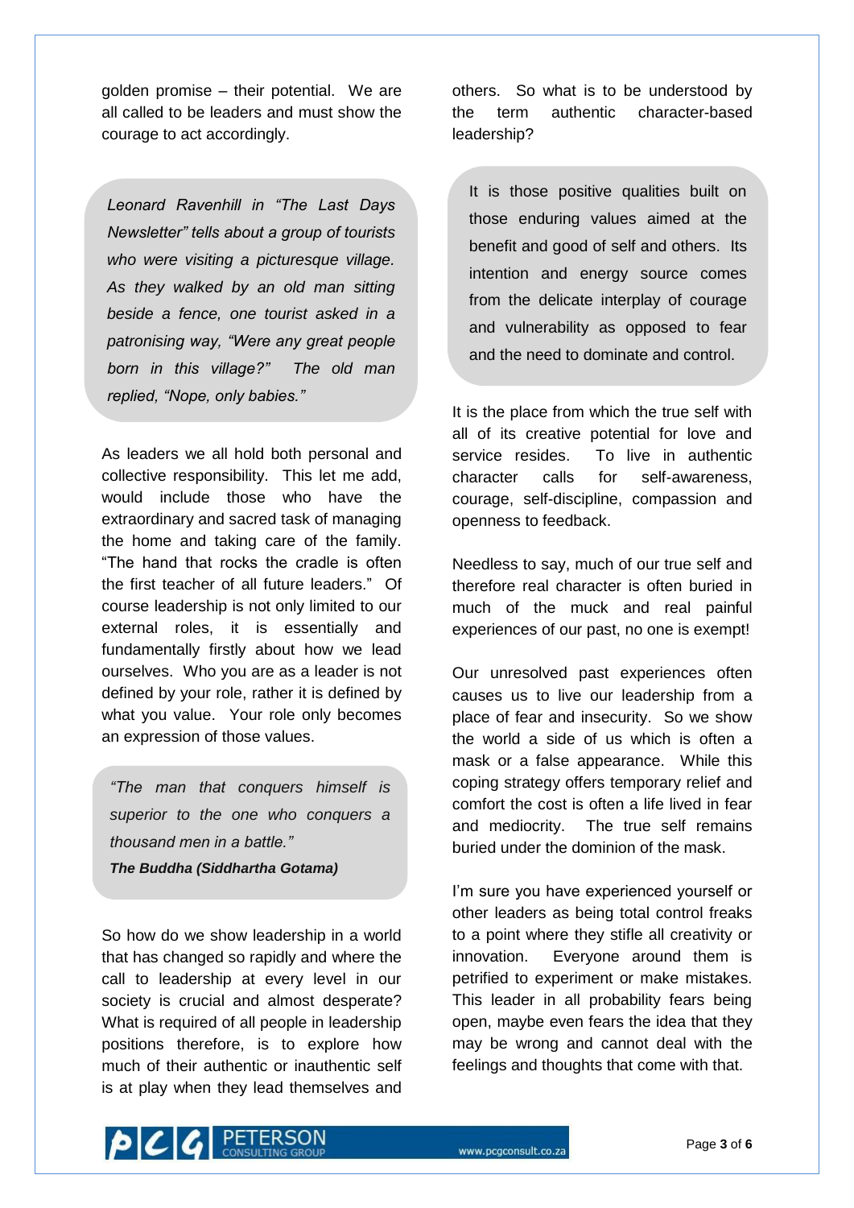golden promise – their potential. We are all called to be leaders and must show the courage to act accordingly.

> *Leonard Ravenhill in "The Last Days Newsletter" tells about a group of tourists who were visiting a picturesque village. As they walked by an old man sitting beside a fence, one tourist asked in a patronising way, "Were any great people born in this village?" The old man replied, "Nope, only babies."*

As leaders we all hold both personal and collective responsibility. This let me add, would include those who have the extraordinary and sacred task of managing the home and taking care of the family. "The hand that rocks the cradle is often the first teacher of all future leaders." Of course leadership is not only limited to our external roles, it is essentially and fundamentally firstly about how we lead ourselves. Who you are as a leader is not defined by your role, rather it is defined by what you value. Your role only becomes an expression of those values.

> *"The man that conquers himself is superior to the one who conquers a thousand men in a battle."*
> ***The Buddha (Siddhartha Gotama)***

So how do we show leadership in a world that has changed so rapidly and where the call to leadership at every level in our society is crucial and almost desperate? What is required of all people in leadership positions therefore, is to explore how much of their authentic or inauthentic self is at play when they lead themselves and others. So what is to be understood by the term authentic character-based leadership?

> It is those positive qualities built on those enduring values aimed at the benefit and good of self and others. Its intention and energy source comes from the delicate interplay of courage and vulnerability as opposed to fear and the need to dominate and control.

It is the place from which the true self with all of its creative potential for love and service resides. To live in authentic character calls for self-awareness, courage, self-discipline, compassion and openness to feedback.

Needless to say, much of our true self and therefore real character is often buried in much of the muck and real painful experiences of our past, no one is exempt!

Our unresolved past experiences often causes us to live our leadership from a place of fear and insecurity. So we show the world a side of us which is often a mask or a false appearance. While this coping strategy offers temporary relief and comfort the cost is often a life lived in fear and mediocrity. The true self remains buried under the dominion of the mask.

I'm sure you have experienced yourself or other leaders as being total control freaks to a point where they stifle all creativity or innovation. Everyone around them is petrified to experiment or make mistakes. This leader in all probability fears being open, maybe even fears the idea that they may be wrong and cannot deal with the feelings and thoughts that come with that.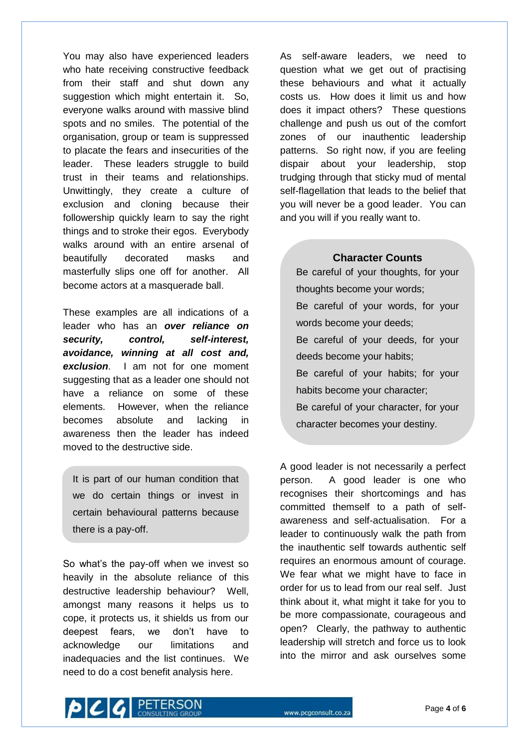You may also have experienced leaders who hate receiving constructive feedback from their staff and shut down any suggestion which might entertain it. So, everyone walks around with massive blind spots and no smiles. The potential of the organisation, group or team is suppressed to placate the fears and insecurities of the leader. These leaders struggle to build trust in their teams and relationships. Unwittingly, they create a culture of exclusion and cloning because their followership quickly learn to say the right things and to stroke their egos. Everybody walks around with an entire arsenal of beautifully decorated masks and masterfully slips one off for another. All become actors at a masquerade ball.

These examples are all indications of a leader who has an ***over reliance on security, control, self-interest, avoidance, winning at all cost and, exclusion***. I am not for one moment suggesting that as a leader one should not have a reliance on some of these elements. However, when the reliance becomes absolute and lacking in awareness then the leader has indeed moved to the destructive side.

> It is part of our human condition that we do certain things or invest in certain behavioural patterns because there is a pay-off.

So what's the pay-off when we invest so heavily in the absolute reliance of this destructive leadership behaviour? Well, amongst many reasons it helps us to cope, it protects us, it shields us from our deepest fears, we don't have to acknowledge our limitations and inadequacies and the list continues. We need to do a cost benefit analysis here.

As self-aware leaders, we need to question what we get out of practising these behaviours and what it actually costs us. How does it limit us and how does it impact others? These questions challenge and push us out of the comfort zones of our inauthentic leadership patterns. So right now, if you are feeling dispair about your leadership, stop trudging through that sticky mud of mental self-flagellation that leads to the belief that you will never be a good leader. You can and you will if you really want to.

> **Character Counts**
>
> Be careful of your thoughts, for your thoughts become your words;
> Be careful of your words, for your words become your deeds;
> Be careful of your deeds, for your deeds become your habits;
> Be careful of your habits; for your habits become your character;
> Be careful of your character, for your character becomes your destiny.

A good leader is not necessarily a perfect person. A good leader is one who recognises their shortcomings and has committed themself to a path of self-awareness and self-actualisation. For a leader to continuously walk the path from the inauthentic self towards authentic self requires an enormous amount of courage. We fear what we might have to face in order for us to lead from our real self. Just think about it, what might it take for you to be more compassionate, courageous and open? Clearly, the pathway to authentic leadership will stretch and force us to look into the mirror and ask ourselves some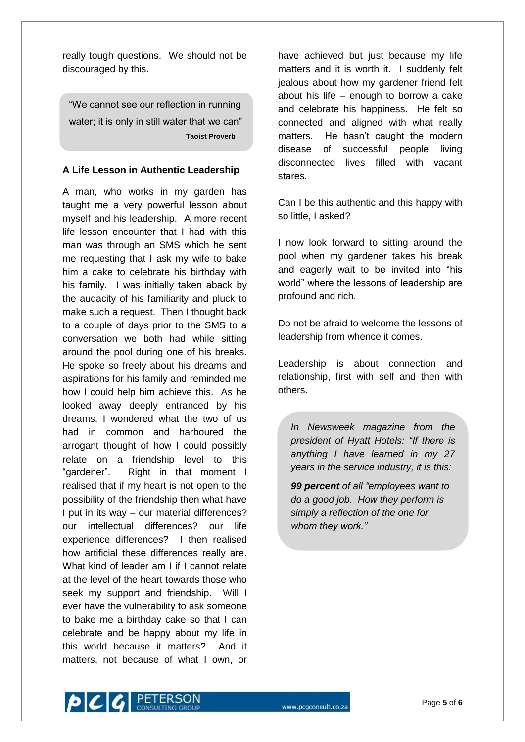really tough questions. We should not be discouraged by this.

> "We cannot see our reflection in running water; it is only in still water that we can"
>
> **Taoist Proverb**

### A Life Lesson in Authentic Leadership

A man, who works in my garden has taught me a very powerful lesson about myself and his leadership. A more recent life lesson encounter that I had with this man was through an SMS which he sent me requesting that I ask my wife to bake him a cake to celebrate his birthday with his family. I was initially taken aback by the audacity of his familiarity and pluck to make such a request. Then I thought back to a couple of days prior to the SMS to a conversation we both had while sitting around the pool during one of his breaks. He spoke so freely about his dreams and aspirations for his family and reminded me how I could help him achieve this. As he looked away deeply entranced by his dreams, I wondered what the two of us had in common and harboured the arrogant thought of how I could possibly relate on a friendship level to this "gardener". Right in that moment I realised that if my heart is not open to the possibility of the friendship then what have I put in its way – our material differences? our intellectual differences? our life experience differences? I then realised how artificial these differences really are. What kind of leader am I if I cannot relate at the level of the heart towards those who seek my support and friendship. Will I ever have the vulnerability to ask someone to bake me a birthday cake so that I can celebrate and be happy about my life in this world because it matters? And it matters, not because of what I own, or have achieved but just because my life matters and it is worth it. I suddenly felt jealous about how my gardener friend felt about his life – enough to borrow a cake and celebrate his happiness. He felt so connected and aligned with what really matters. He hasn't caught the modern disease of successful people living disconnected lives filled with vacant stares.

Can I be this authentic and this happy with so little, I asked?

I now look forward to sitting around the pool when my gardener takes his break and eagerly wait to be invited into "his world" where the lessons of leadership are profound and rich.

Do not be afraid to welcome the lessons of leadership from whence it comes.

Leadership is about connection and relationship, first with self and then with others.

> *In Newsweek magazine from the president of Hyatt Hotels: "If there is anything I have learned in my 27 years in the service industry, it is this:*
>
> ***99 percent** of all "employees want to do a good job. How they perform is simply a reflection of the one for whom they work."*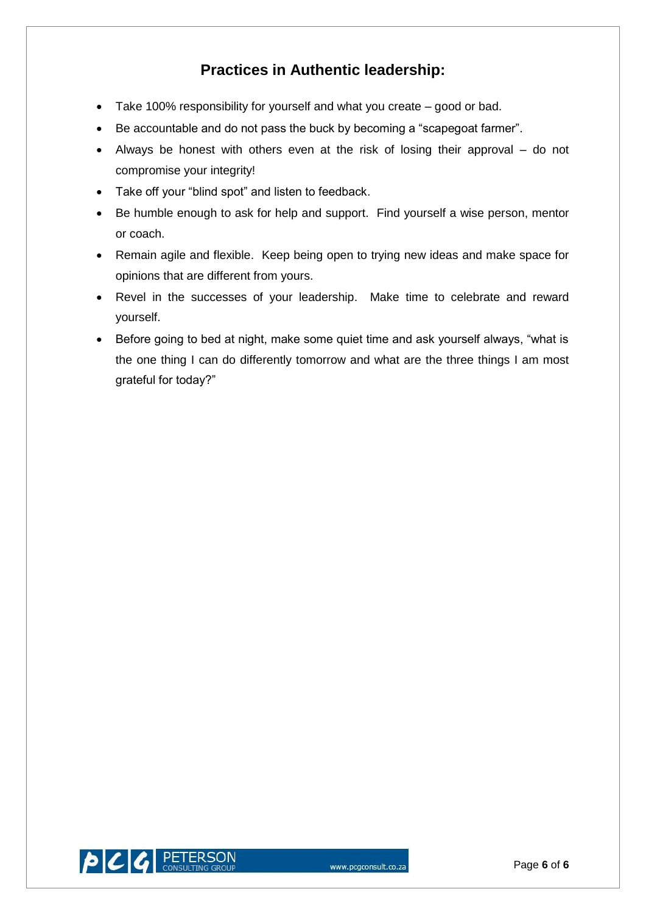## Practices in Authentic leadership:

- Take 100% responsibility for yourself and what you create – good or bad.
- Be accountable and do not pass the buck by becoming a "scapegoat farmer".
- Always be honest with others even at the risk of losing their approval – do not compromise your integrity!
- Take off your "blind spot" and listen to feedback.
- Be humble enough to ask for help and support. Find yourself a wise person, mentor or coach.
- Remain agile and flexible. Keep being open to trying new ideas and make space for opinions that are different from yours.
- Revel in the successes of your leadership. Make time to celebrate and reward yourself.
- Before going to bed at night, make some quiet time and ask yourself always, "what is the one thing I can do differently tomorrow and what are the three things I am most grateful for today?"